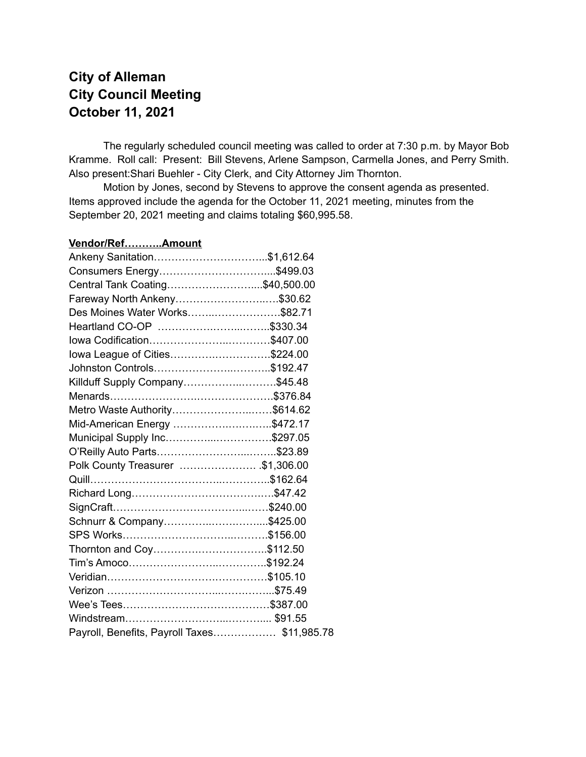# City of Alleman
# City Council Meeting
# October 11, 2021

The regularly scheduled council meeting was called to order at 7:30 p.m. by Mayor Bob Kramme. Roll call: Present: Bill Stevens, Arlene Sampson, Carmella Jones, and Perry Smith. Also present:Shari Buehler - City Clerk, and City Attorney Jim Thornton.

Motion by Jones, second by Stevens to approve the consent agenda as presented. Items approved include the agenda for the October 11, 2021 meeting, minutes from the September 20, 2021 meeting and claims totaling $60,995.58.

**Vendor/Ref………..Amount**

Ankeny Sanitation…………………………...$1,612.64
Consumers Energy…………………………....$499.03
Central Tank Coating……………………....$40,500.00
Fareway North Ankeny……………………..….$30.62
Des Moines Water Works……..………………….$82.71
Heartland CO-OP …….…….……...……..$330.34
Iowa Codification………………..…………$407.00
Iowa League of Cities………….…………….$224.00
Johnston Controls………………..………..$192.47
Killduff Supply Company……………..……….$45.48
Menards…………………….…………………$376.84
Metro Waste Authority……………………..……$614.62
Mid-American Energy ………….…….……..$472.17
Municipal Supply Inc…………...…………….$297.05
O'Reilly Auto Parts…………………...……..$23.89
Polk County Treasurer …………………. .$1,306.00
Quill……………………………...…………..$162.64
Richard Long……………………………….….$47.42
SignCraft………………………………...……$240.00
Schnurr & Company…………..……….…...$425.00
SPS Works………………………...……….$156.00
Thornton and Coy…………….………………..$112.50
Tim's Amoco…………………...…………..$192.24
Veridian……………………….……………$105.10
Verizon ………………………...…….……...$75.49
Wee's Tees……………………………………$387.00
Windstream……………………...……….... $91.55
Payroll, Benefits, Payroll Taxes……………… $11,985.78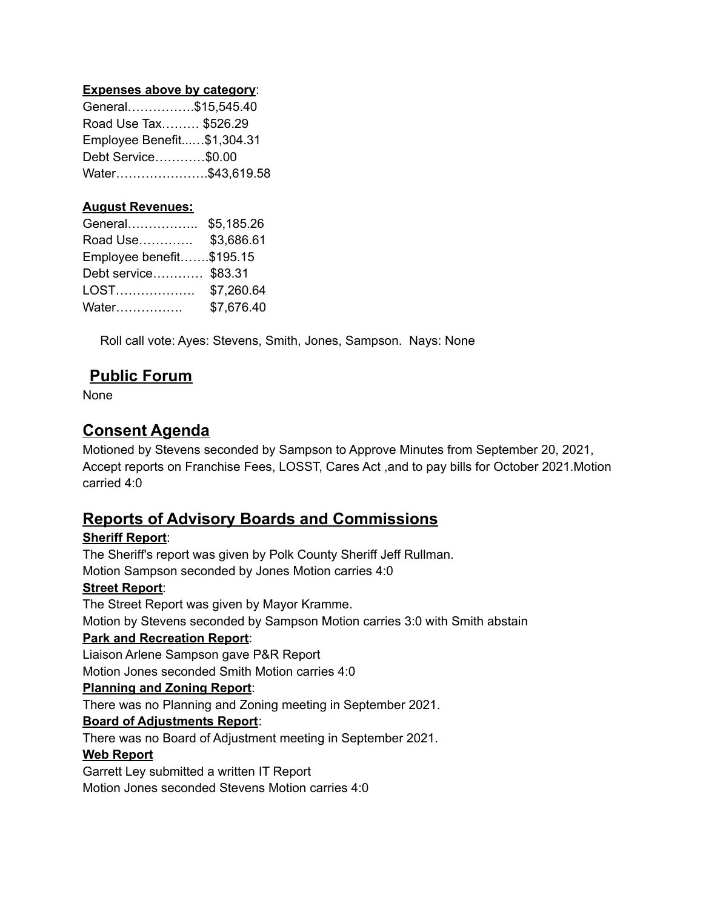**Expenses above by category**:

General…………….$15,545.40
Road Use Tax……… $526.29
Employee Benefit..….$1,304.31
Debt Service…………$0.00
Water………………….$43,619.58

**August Revenues:**

General…………….. $5,185.26
Road Use…………. $3,686.61
Employee benefit…….$195.15
Debt service………… $83.31
LOST………………. $7,260.64
Water……………. $7,676.40

Roll call vote: Ayes: Stevens, Smith, Jones, Sampson. Nays: None

## Public Forum

None

## Consent Agenda

Motioned by Stevens seconded by Sampson to Approve Minutes from September 20, 2021, Accept reports on Franchise Fees, LOSST, Cares Act ,and to pay bills for October 2021.Motion carried 4:0

## Reports of Advisory Boards and Commissions

**Sheriff Report**:

The Sheriff's report was given by Polk County Sheriff Jeff Rullman.
Motion Sampson seconded by Jones Motion carries 4:0

**Street Report**:

The Street Report was given by Mayor Kramme.
Motion by Stevens seconded by Sampson Motion carries 3:0 with Smith abstain

**Park and Recreation Report**:

Liaison Arlene Sampson gave P&R Report
Motion Jones seconded Smith Motion carries 4:0

**Planning and Zoning Report**:

There was no Planning and Zoning meeting in September 2021.

**Board of Adjustments Report**:

There was no Board of Adjustment meeting in September 2021.

**Web Report**

Garrett Ley submitted a written IT Report
Motion Jones seconded Stevens Motion carries 4:0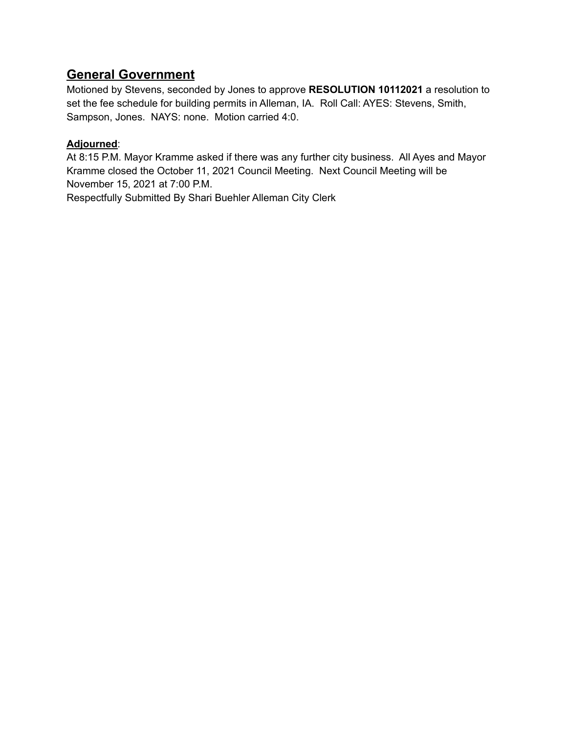## General Government

Motioned by Stevens, seconded by Jones to approve **RESOLUTION 10112021** a resolution to set the fee schedule for building permits in Alleman, IA. Roll Call: AYES: Stevens, Smith, Sampson, Jones. NAYS: none. Motion carried 4:0.

**Adjourned**:

At 8:15 P.M. Mayor Kramme asked if there was any further city business. All Ayes and Mayor Kramme closed the October 11, 2021 Council Meeting. Next Council Meeting will be November 15, 2021 at 7:00 P.M.

Respectfully Submitted By Shari Buehler Alleman City Clerk